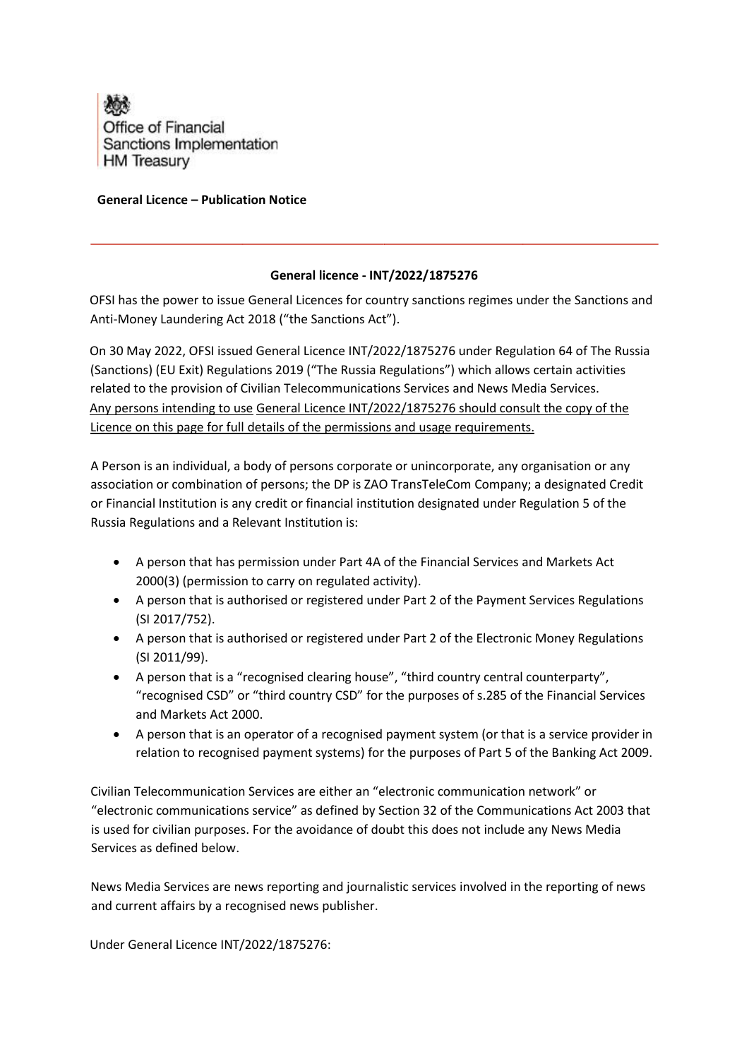Office of Financial Sanctions Implementation
HM Treasury

**General Licence – Publication Notice**

---

### General licence - INT/2022/1875276

OFSI has the power to issue General Licences for country sanctions regimes under the Sanctions and Anti-Money Laundering Act 2018 ("the Sanctions Act").

On 30 May 2022, OFSI issued General Licence INT/2022/1875276 under Regulation 64 of The Russia (Sanctions) (EU Exit) Regulations 2019 ("The Russia Regulations") which allows certain activities related to the provision of Civilian Telecommunications Services and News Media Services. Any persons intending to use General Licence INT/2022/1875276 should consult the copy of the Licence on this page for full details of the permissions and usage requirements.

A Person is an individual, a body of persons corporate or unincorporate, any organisation or any association or combination of persons; the DP is ZAO TransTeleCom Company; a designated Credit or Financial Institution is any credit or financial institution designated under Regulation 5 of the Russia Regulations and a Relevant Institution is:

- A person that has permission under Part 4A of the Financial Services and Markets Act 2000(3) (permission to carry on regulated activity).
- A person that is authorised or registered under Part 2 of the Payment Services Regulations (SI 2017/752).
- A person that is authorised or registered under Part 2 of the Electronic Money Regulations (SI 2011/99).
- A person that is a "recognised clearing house", "third country central counterparty", "recognised CSD" or "third country CSD" for the purposes of s.285 of the Financial Services and Markets Act 2000.
- A person that is an operator of a recognised payment system (or that is a service provider in relation to recognised payment systems) for the purposes of Part 5 of the Banking Act 2009.

Civilian Telecommunication Services are either an "electronic communication network" or "electronic communications service" as defined by Section 32 of the Communications Act 2003 that is used for civilian purposes. For the avoidance of doubt this does not include any News Media Services as defined below.

News Media Services are news reporting and journalistic services involved in the reporting of news and current affairs by a recognised news publisher.

Under General Licence INT/2022/1875276: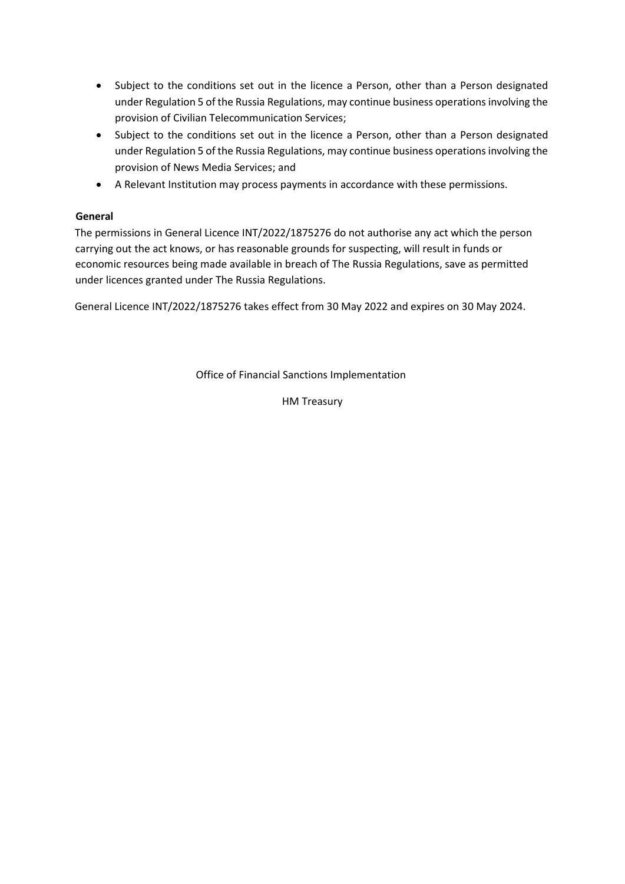- Subject to the conditions set out in the licence a Person, other than a Person designated under Regulation 5 of the Russia Regulations, may continue business operations involving the provision of Civilian Telecommunication Services;
- Subject to the conditions set out in the licence a Person, other than a Person designated under Regulation 5 of the Russia Regulations, may continue business operations involving the provision of News Media Services; and
- A Relevant Institution may process payments in accordance with these permissions.

**General**

The permissions in General Licence INT/2022/1875276 do not authorise any act which the person carrying out the act knows, or has reasonable grounds for suspecting, will result in funds or economic resources being made available in breach of The Russia Regulations, save as permitted under licences granted under The Russia Regulations.

General Licence INT/2022/1875276 takes effect from 30 May 2022 and expires on 30 May 2024.

Office of Financial Sanctions Implementation

HM Treasury